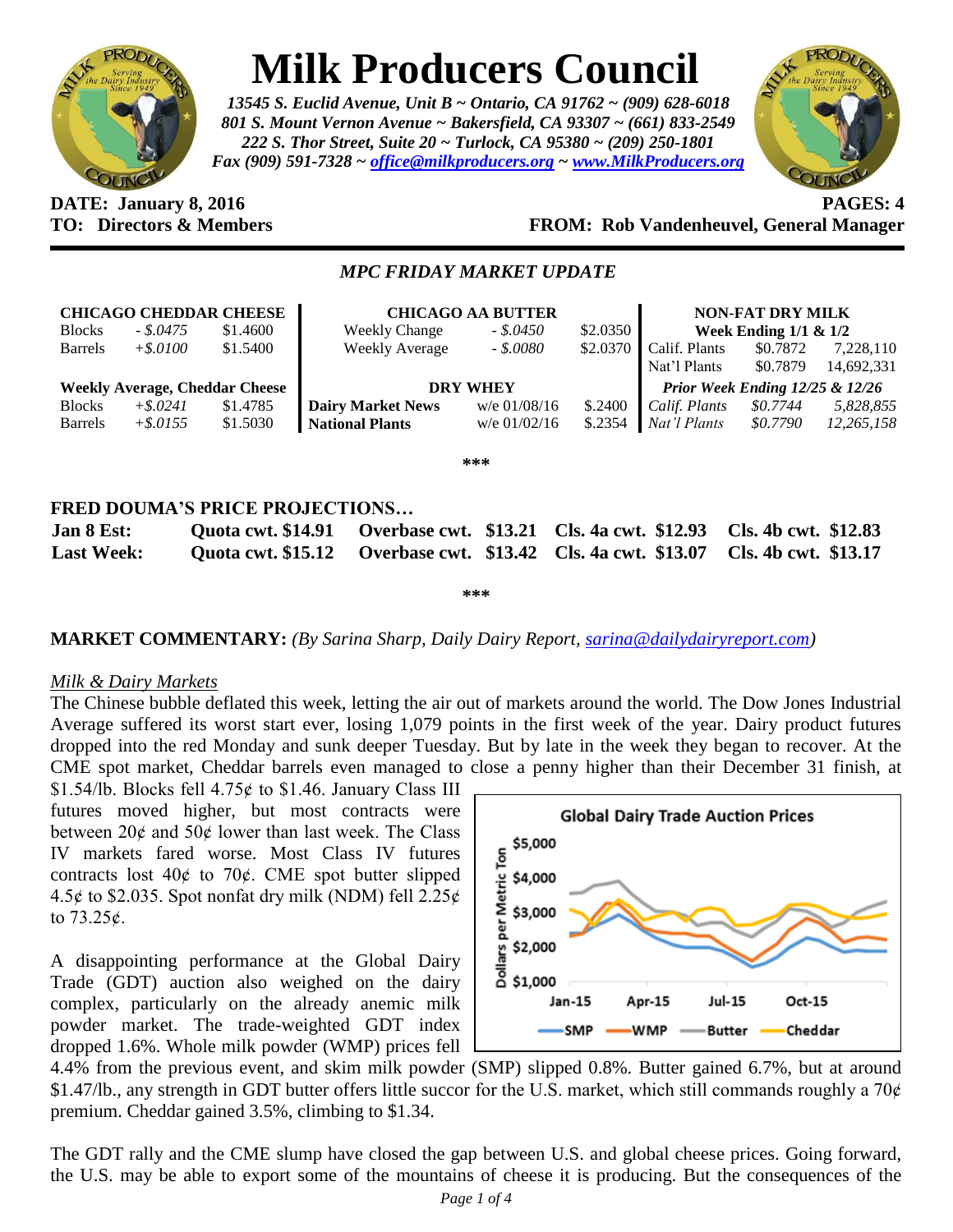# Milk Producers Council

*13545 S. Euclid Avenue, Unit B ~ Ontario, CA 91762 ~ (909) 628-6018*
*801 S. Mount Vernon Avenue ~ Bakersfield, CA 93307 ~ (661) 833-2549*
*222 S. Thor Street, Suite 20 ~ Turlock, CA 95380 ~ (209) 250-1801*
*Fax (909) 591-7328 ~ office@milkproducers.org ~ www.MilkProducers.org*

**DATE: January 8, 2016** **PAGES: 4**
**TO: Directors & Members** **FROM: Rob Vandenheuvel, General Manager**

## *MPC FRIDAY MARKET UPDATE*

| CHICAGO CHEDDAR CHEESE | | |
|---|---|---|
| Blocks | *- $.0475* | $1.4600 |
| Barrels | *+$.0100* | $1.5400 |
| **Weekly Average, Cheddar Cheese** | | |
| Blocks | *+$.0241* | $1.4785 |
| Barrels | *+$.0155* | $1.5030 |

| CHICAGO AA BUTTER | | |
|---|---|---|
| Weekly Change | *- $.0450* | $2.0350 |
| Weekly Average | *- $.0080* | $2.0370 |
| **DRY WHEY** | | |
| **Dairy Market News** | w/e 01/08/16 | $.2400 |
| **National Plants** | w/e 01/02/16 | $.2354 |

| NON-FAT DRY MILK | | |
|---|---|---|
| **Week Ending 1/1 & 1/2** | | |
| Calif. Plants | $0.7872 | 7,228,110 |
| Nat'l Plants | $0.7879 | 14,692,331 |
| ***Prior Week Ending 12/25 & 12/26*** | | |
| *Calif. Plants* | *$0.7744* | *5,828,855* |
| *Nat'l Plants* | *$0.7790* | *12,265,158* |

***

### FRED DOUMA'S PRICE PROJECTIONS…

| | | | | |
|---|---|---|---|---|
| **Jan 8 Est:** | **Quota cwt. $14.91** | **Overbase cwt. $13.21** | **Cls. 4a cwt. $12.93** | **Cls. 4b cwt. $12.83** |
| **Last Week:** | **Quota cwt. $15.12** | **Overbase cwt. $13.42** | **Cls. 4a cwt. $13.07** | **Cls. 4b cwt. $13.17** |

***

**MARKET COMMENTARY:** *(By Sarina Sharp, Daily Dairy Report, sarina@dailydairyreport.com)*

*Milk & Dairy Markets*

The Chinese bubble deflated this week, letting the air out of markets around the world. The Dow Jones Industrial Average suffered its worst start ever, losing 1,079 points in the first week of the year. Dairy product futures dropped into the red Monday and sunk deeper Tuesday. But by late in the week they began to recover. At the CME spot market, Cheddar barrels even managed to close a penny higher than their December 31 finish, at $1.54/lb. Blocks fell 4.75¢ to $1.46. January Class III futures moved higher, but most contracts were between 20¢ and 50¢ lower than last week. The Class IV markets fared worse. Most Class IV futures contracts lost 40¢ to 70¢. CME spot butter slipped 4.5¢ to $2.035. Spot nonfat dry milk (NDM) fell 2.25¢ to 73.25¢.

A disappointing performance at the Global Dairy Trade (GDT) auction also weighed on the dairy complex, particularly on the already anemic milk powder market. The trade-weighted GDT index dropped 1.6%. Whole milk powder (WMP) prices fell 4.4% from the previous event, and skim milk powder (SMP) slipped 0.8%. Butter gained 6.7%, but at around $1.47/lb., any strength in GDT butter offers little succor for the U.S. market, which still commands roughly a 70¢ premium. Cheddar gained 3.5%, climbing to $1.34.

The GDT rally and the CME slump have closed the gap between U.S. and global cheese prices. Going forward, the U.S. may be able to export some of the mountains of cheese it is producing. But the consequences of the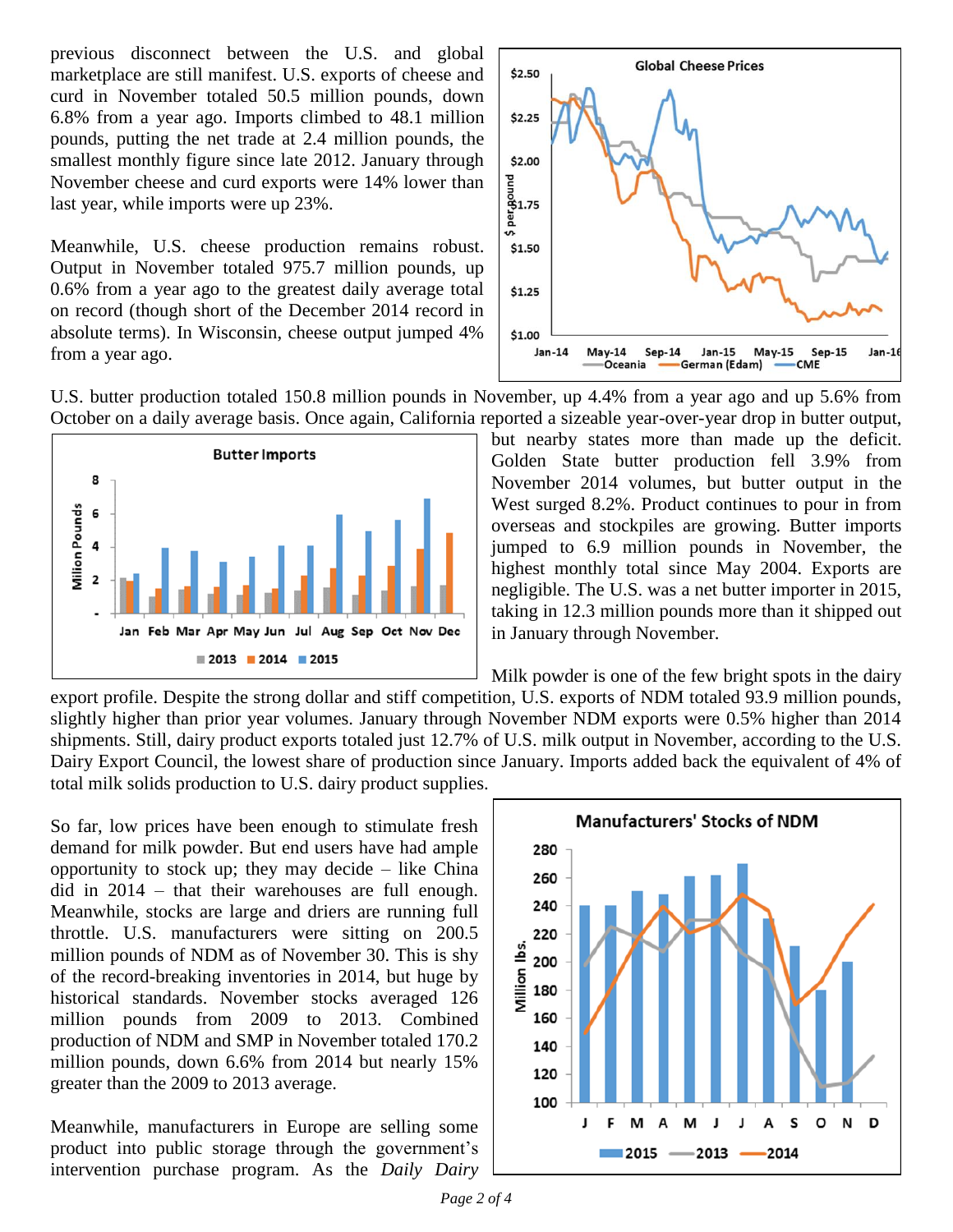previous disconnect between the U.S. and global marketplace are still manifest. U.S. exports of cheese and curd in November totaled 50.5 million pounds, down 6.8% from a year ago. Imports climbed to 48.1 million pounds, putting the net trade at 2.4 million pounds, the smallest monthly figure since late 2012. January through November cheese and curd exports were 14% lower than last year, while imports were up 23%.

Meanwhile, U.S. cheese production remains robust. Output in November totaled 975.7 million pounds, up 0.6% from a year ago to the greatest daily average total on record (though short of the December 2014 record in absolute terms). In Wisconsin, cheese output jumped 4% from a year ago.

U.S. butter production totaled 150.8 million pounds in November, up 4.4% from a year ago and up 5.6% from October on a daily average basis. Once again, California reported a sizeable year-over-year drop in butter output, but nearby states more than made up the deficit. Golden State butter production fell 3.9% from November 2014 volumes, but butter output in the West surged 8.2%. Product continues to pour in from overseas and stockpiles are growing. Butter imports jumped to 6.9 million pounds in November, the highest monthly total since May 2004. Exports are negligible. The U.S. was a net butter importer in 2015, taking in 12.3 million pounds more than it shipped out in January through November.

Milk powder is one of the few bright spots in the dairy export profile. Despite the strong dollar and stiff competition, U.S. exports of NDM totaled 93.9 million pounds, slightly higher than prior year volumes. January through November NDM exports were 0.5% higher than 2014 shipments. Still, dairy product exports totaled just 12.7% of U.S. milk output in November, according to the U.S. Dairy Export Council, the lowest share of production since January. Imports added back the equivalent of 4% of total milk solids production to U.S. dairy product supplies.

So far, low prices have been enough to stimulate fresh demand for milk powder. But end users have had ample opportunity to stock up; they may decide – like China did in 2014 – that their warehouses are full enough. Meanwhile, stocks are large and driers are running full throttle. U.S. manufacturers were sitting on 200.5 million pounds of NDM as of November 30. This is shy of the record-breaking inventories in 2014, but huge by historical standards. November stocks averaged 126 million pounds from 2009 to 2013. Combined production of NDM and SMP in November totaled 170.2 million pounds, down 6.6% from 2014 but nearly 15% greater than the 2009 to 2013 average.

Meanwhile, manufacturers in Europe are selling some product into public storage through the government's intervention purchase program. As the *Daily Dairy*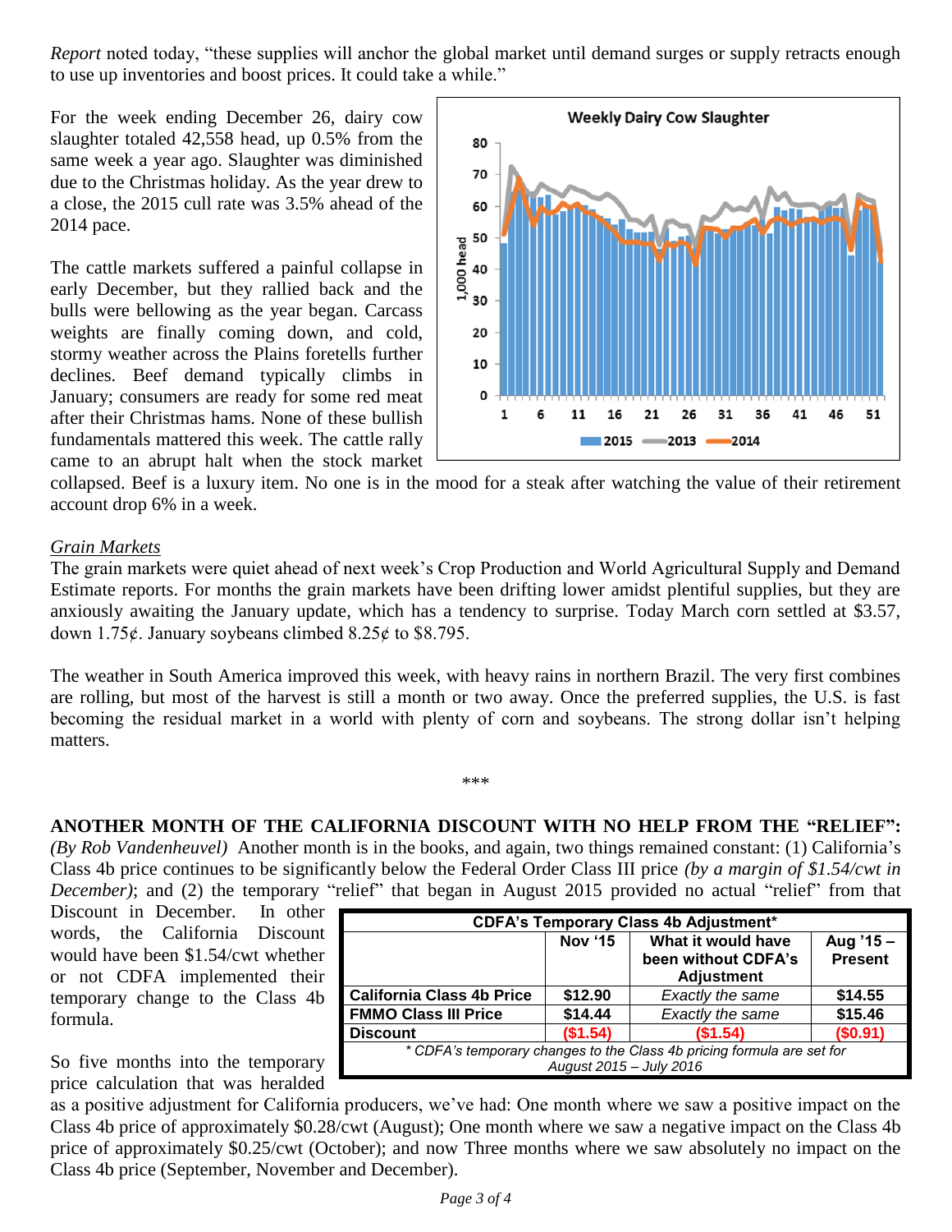*Report* noted today, "these supplies will anchor the global market until demand surges or supply retracts enough to use up inventories and boost prices. It could take a while."

For the week ending December 26, dairy cow slaughter totaled 42,558 head, up 0.5% from the same week a year ago. Slaughter was diminished due to the Christmas holiday. As the year drew to a close, the 2015 cull rate was 3.5% ahead of the 2014 pace.

The cattle markets suffered a painful collapse in early December, but they rallied back and the bulls were bellowing as the year began. Carcass weights are finally coming down, and cold, stormy weather across the Plains foretells further declines. Beef demand typically climbs in January; consumers are ready for some red meat after their Christmas hams. None of these bullish fundamentals mattered this week. The cattle rally came to an abrupt halt when the stock market collapsed. Beef is a luxury item. No one is in the mood for a steak after watching the value of their retirement account drop 6% in a week.

## *Grain Markets*

The grain markets were quiet ahead of next week's Crop Production and World Agricultural Supply and Demand Estimate reports. For months the grain markets have been drifting lower amidst plentiful supplies, but they are anxiously awaiting the January update, which has a tendency to surprise. Today March corn settled at \$3.57, down 1.75¢. January soybeans climbed 8.25¢ to \$8.795.

The weather in South America improved this week, with heavy rains in northern Brazil. The very first combines are rolling, but most of the harvest is still a month or two away. Once the preferred supplies, the U.S. is fast becoming the residual market in a world with plenty of corn and soybeans. The strong dollar isn't helping matters.

\*\*\*

**ANOTHER MONTH OF THE CALIFORNIA DISCOUNT WITH NO HELP FROM THE "RELIEF":** *(By Rob Vandenheuvel)* Another month is in the books, and again, two things remained constant: (1) California's Class 4b price continues to be significantly below the Federal Order Class III price *(by a margin of \$1.54/cwt in December)*; and (2) the temporary "relief" that began in August 2015 provided no actual "relief" from that Discount in December. In other words, the California Discount would have been \$1.54/cwt whether or not CDFA implemented their temporary change to the Class 4b formula.

| CDFA's Temporary Class 4b Adjustment* | | | |
|---|---|---|---|
| | Nov '15 | What it would have been without CDFA's Adjustment | Aug '15 – Present |
| California Class 4b Price | \$12.90 | *Exactly the same* | \$14.55 |
| FMMO Class III Price | \$14.44 | *Exactly the same* | \$15.46 |
| Discount | (\$1.54) | (\$1.54) | (\$0.91) |

*\* CDFA's temporary changes to the Class 4b pricing formula are set for August 2015 – July 2016*

So five months into the temporary price calculation that was heralded as a positive adjustment for California producers, we've had: One month where we saw a positive impact on the Class 4b price of approximately \$0.28/cwt (August); One month where we saw a negative impact on the Class 4b price of approximately \$0.25/cwt (October); and now Three months where we saw absolutely no impact on the Class 4b price (September, November and December).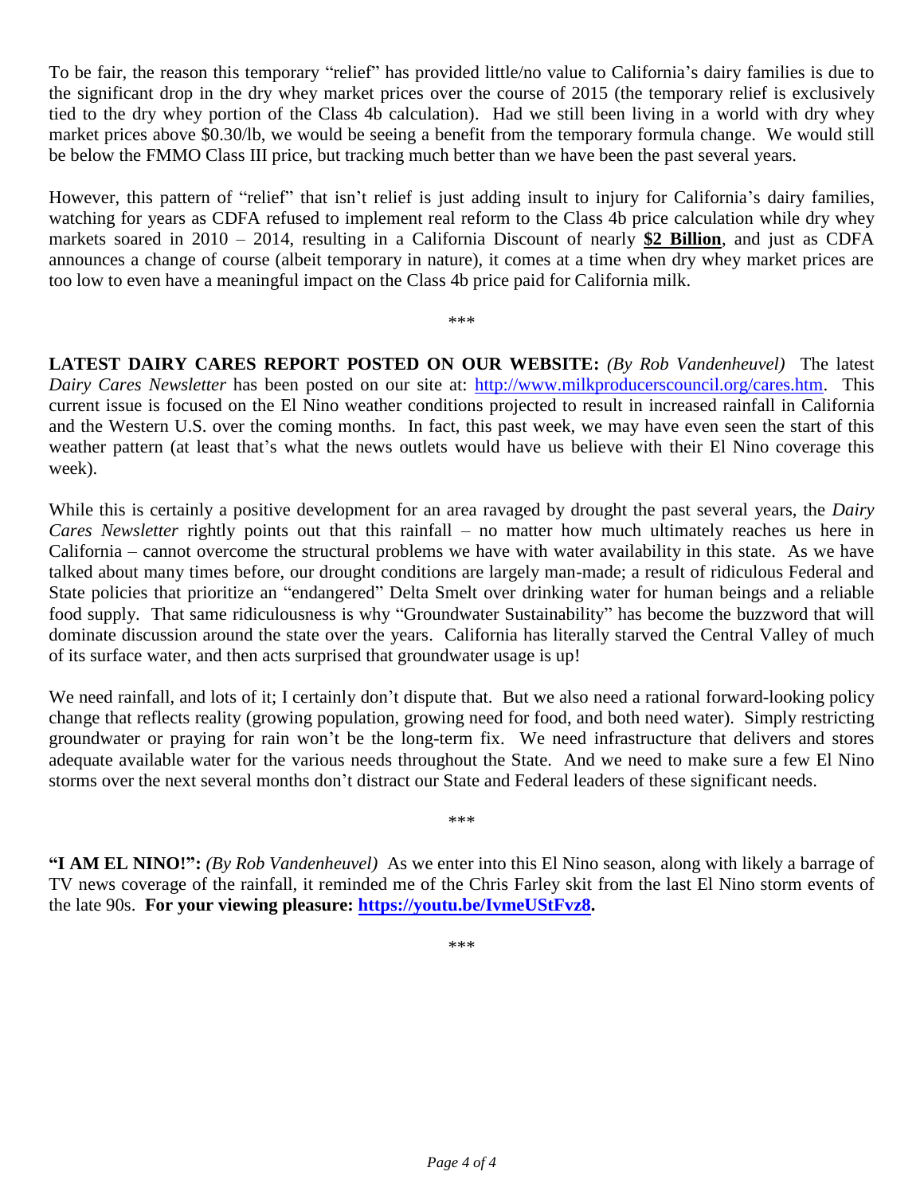To be fair, the reason this temporary "relief" has provided little/no value to California's dairy families is due to the significant drop in the dry whey market prices over the course of 2015 (the temporary relief is exclusively tied to the dry whey portion of the Class 4b calculation). Had we still been living in a world with dry whey market prices above $0.30/lb, we would be seeing a benefit from the temporary formula change. We would still be below the FMMO Class III price, but tracking much better than we have been the past several years.

However, this pattern of "relief" that isn't relief is just adding insult to injury for California's dairy families, watching for years as CDFA refused to implement real reform to the Class 4b price calculation while dry whey markets soared in 2010 – 2014, resulting in a California Discount of nearly **$2 Billion**, and just as CDFA announces a change of course (albeit temporary in nature), it comes at a time when dry whey market prices are too low to even have a meaningful impact on the Class 4b price paid for California milk.

\*\*\*

**LATEST DAIRY CARES REPORT POSTED ON OUR WEBSITE:** *(By Rob Vandenheuvel)* The latest *Dairy Cares Newsletter* has been posted on our site at: [http://www.milkproducerscouncil.org/cares.htm](http://www.milkproducerscouncil.org/cares.htm). This current issue is focused on the El Nino weather conditions projected to result in increased rainfall in California and the Western U.S. over the coming months. In fact, this past week, we may have even seen the start of this weather pattern (at least that's what the news outlets would have us believe with their El Nino coverage this week).

While this is certainly a positive development for an area ravaged by drought the past several years, the *Dairy Cares Newsletter* rightly points out that this rainfall – no matter how much ultimately reaches us here in California – cannot overcome the structural problems we have with water availability in this state. As we have talked about many times before, our drought conditions are largely man-made; a result of ridiculous Federal and State policies that prioritize an "endangered" Delta Smelt over drinking water for human beings and a reliable food supply. That same ridiculousness is why "Groundwater Sustainability" has become the buzzword that will dominate discussion around the state over the years. California has literally starved the Central Valley of much of its surface water, and then acts surprised that groundwater usage is up!

We need rainfall, and lots of it; I certainly don't dispute that. But we also need a rational forward-looking policy change that reflects reality (growing population, growing need for food, and both need water). Simply restricting groundwater or praying for rain won't be the long-term fix. We need infrastructure that delivers and stores adequate available water for the various needs throughout the State. And we need to make sure a few El Nino storms over the next several months don't distract our State and Federal leaders of these significant needs.

\*\*\*

**"I AM EL NINO!":** *(By Rob Vandenheuvel)* As we enter into this El Nino season, along with likely a barrage of TV news coverage of the rainfall, it reminded me of the Chris Farley skit from the last El Nino storm events of the late 90s. **For your viewing pleasure: [https://youtu.be/IvmeUStFvz8](https://youtu.be/IvmeUStFvz8).**

\*\*\*